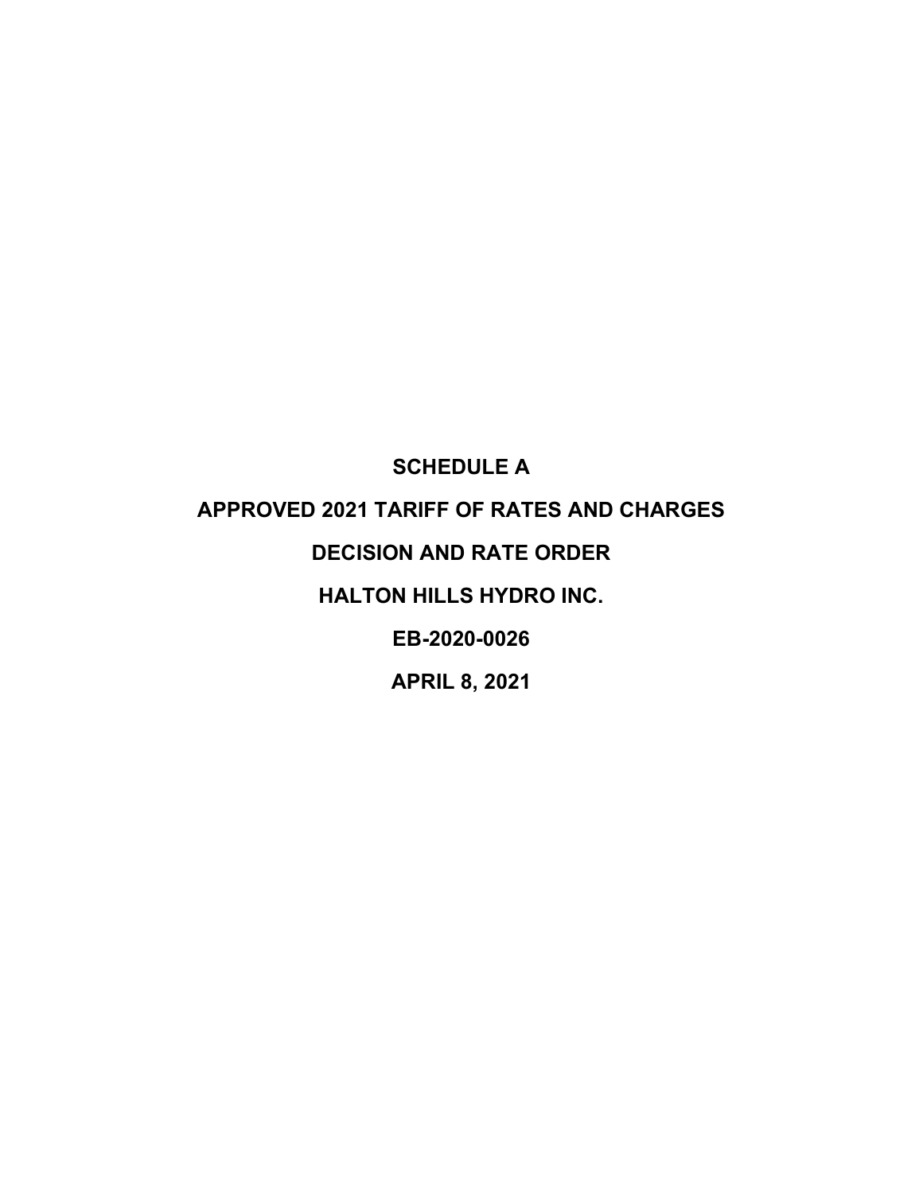# SCHEDULE A

# APPROVED 2021 TARIFF OF RATES AND CHARGES

# DECISION AND RATE ORDER

# HALTON HILLS HYDRO INC.

# EB-2020-0026

# APRIL 8, 2021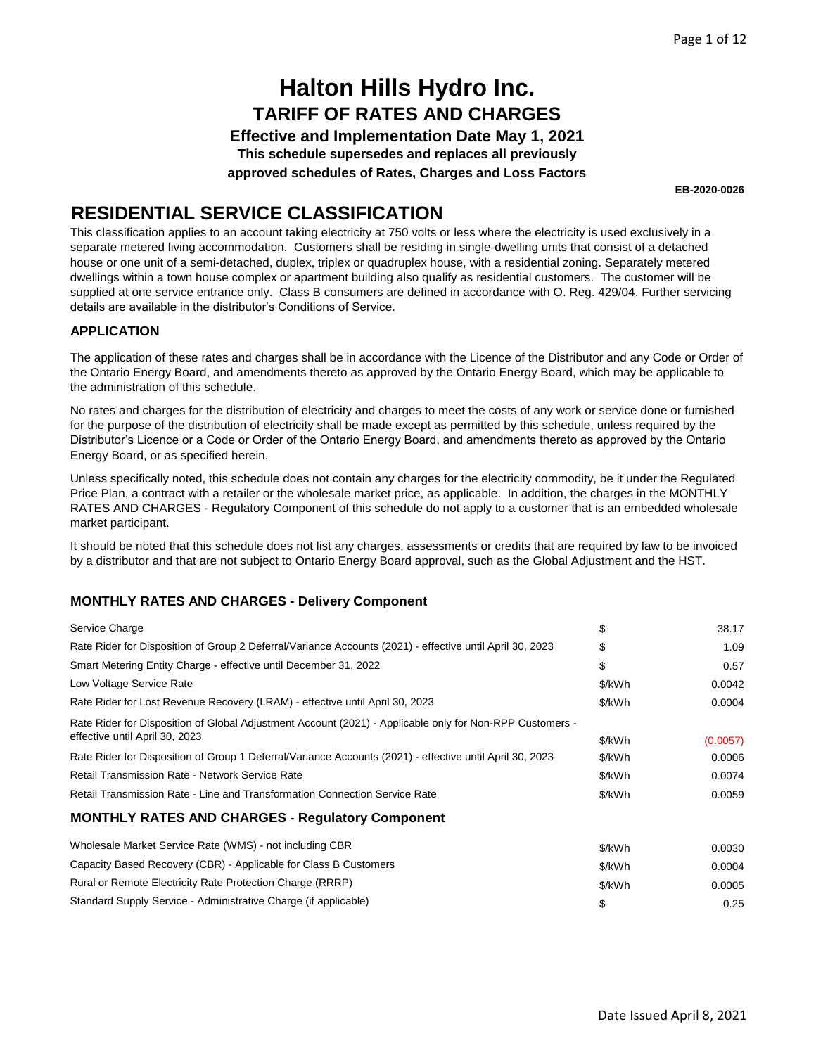# Halton Hills Hydro Inc.

## TARIFF OF RATES AND CHARGES

**Effective and Implementation Date May 1, 2021**

**This schedule supersedes and replaces all previously approved schedules of Rates, Charges and Loss Factors**

**EB-2020-0026**

## RESIDENTIAL SERVICE CLASSIFICATION

This classification applies to an account taking electricity at 750 volts or less where the electricity is used exclusively in a separate metered living accommodation. Customers shall be residing in single-dwelling units that consist of a detached house or one unit of a semi-detached, duplex, triplex or quadruplex house, with a residential zoning. Separately metered dwellings within a town house complex or apartment building also qualify as residential customers. The customer will be supplied at one service entrance only. Class B consumers are defined in accordance with O. Reg. 429/04. Further servicing details are available in the distributor's Conditions of Service.

### APPLICATION

The application of these rates and charges shall be in accordance with the Licence of the Distributor and any Code or Order of the Ontario Energy Board, and amendments thereto as approved by the Ontario Energy Board, which may be applicable to the administration of this schedule.

No rates and charges for the distribution of electricity and charges to meet the costs of any work or service done or furnished for the purpose of the distribution of electricity shall be made except as permitted by this schedule, unless required by the Distributor's Licence or a Code or Order of the Ontario Energy Board, and amendments thereto as approved by the Ontario Energy Board, or as specified herein.

Unless specifically noted, this schedule does not contain any charges for the electricity commodity, be it under the Regulated Price Plan, a contract with a retailer or the wholesale market price, as applicable. In addition, the charges in the MONTHLY RATES AND CHARGES - Regulatory Component of this schedule do not apply to a customer that is an embedded wholesale market participant.

It should be noted that this schedule does not list any charges, assessments or credits that are required by law to be invoiced by a distributor and that are not subject to Ontario Energy Board approval, such as the Global Adjustment and the HST.

### MONTHLY RATES AND CHARGES - Delivery Component

| | | |
|---|---|---|
| Service Charge | $ | 38.17 |
| Rate Rider for Disposition of Group 2 Deferral/Variance Accounts (2021) - effective until April 30, 2023 | $ | 1.09 |
| Smart Metering Entity Charge - effective until December 31, 2022 | $ | 0.57 |
| Low Voltage Service Rate | $/kWh | 0.0042 |
| Rate Rider for Lost Revenue Recovery (LRAM) - effective until April 30, 2023 | $/kWh | 0.0004 |
| Rate Rider for Disposition of Global Adjustment Account (2021) - Applicable only for Non-RPP Customers - effective until April 30, 2023 | $/kWh | (0.0057) |
| Rate Rider for Disposition of Group 1 Deferral/Variance Accounts (2021) - effective until April 30, 2023 | $/kWh | 0.0006 |
| Retail Transmission Rate - Network Service Rate | $/kWh | 0.0074 |
| Retail Transmission Rate - Line and Transformation Connection Service Rate | $/kWh | 0.0059 |

### MONTHLY RATES AND CHARGES - Regulatory Component

| | | |
|---|---|---|
| Wholesale Market Service Rate (WMS) - not including CBR | $/kWh | 0.0030 |
| Capacity Based Recovery (CBR) - Applicable for Class B Customers | $/kWh | 0.0004 |
| Rural or Remote Electricity Rate Protection Charge (RRRP) | $/kWh | 0.0005 |
| Standard Supply Service - Administrative Charge (if applicable) | $ | 0.25 |

Date Issued April 8, 2021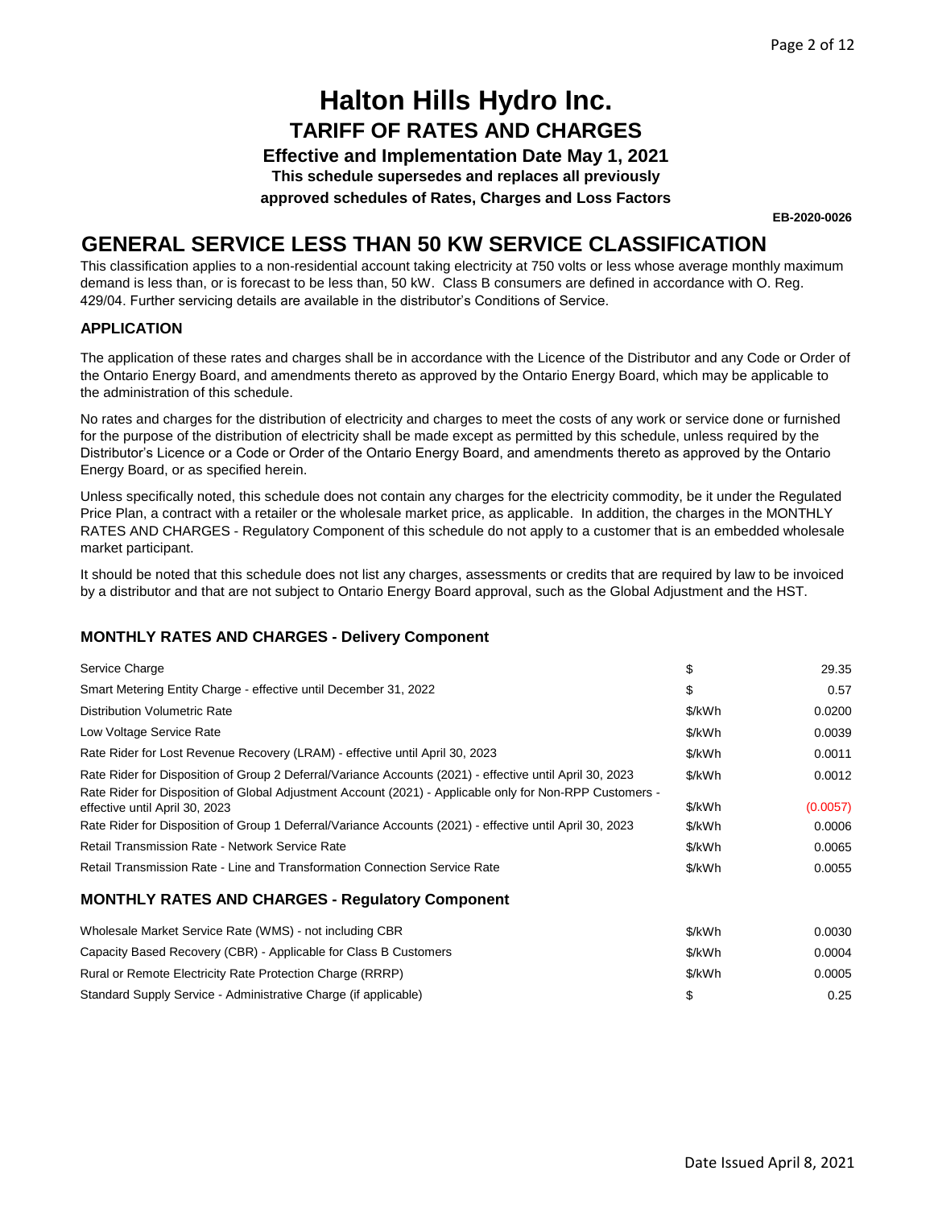# Halton Hills Hydro Inc.

## TARIFF OF RATES AND CHARGES

**Effective and Implementation Date May 1, 2021**

**This schedule supersedes and replaces all previously approved schedules of Rates, Charges and Loss Factors**

**EB-2020-0026**

# GENERAL SERVICE LESS THAN 50 KW SERVICE CLASSIFICATION

This classification applies to a non-residential account taking electricity at 750 volts or less whose average monthly maximum demand is less than, or is forecast to be less than, 50 kW. Class B consumers are defined in accordance with O. Reg. 429/04. Further servicing details are available in the distributor's Conditions of Service.

### APPLICATION

The application of these rates and charges shall be in accordance with the Licence of the Distributor and any Code or Order of the Ontario Energy Board, and amendments thereto as approved by the Ontario Energy Board, which may be applicable to the administration of this schedule.

No rates and charges for the distribution of electricity and charges to meet the costs of any work or service done or furnished for the purpose of the distribution of electricity shall be made except as permitted by this schedule, unless required by the Distributor's Licence or a Code or Order of the Ontario Energy Board, and amendments thereto as approved by the Ontario Energy Board, or as specified herein.

Unless specifically noted, this schedule does not contain any charges for the electricity commodity, be it under the Regulated Price Plan, a contract with a retailer or the wholesale market price, as applicable. In addition, the charges in the MONTHLY RATES AND CHARGES - Regulatory Component of this schedule do not apply to a customer that is an embedded wholesale market participant.

It should be noted that this schedule does not list any charges, assessments or credits that are required by law to be invoiced by a distributor and that are not subject to Ontario Energy Board approval, such as the Global Adjustment and the HST.

### MONTHLY RATES AND CHARGES - Delivery Component

| | | |
|---|---|---|
| Service Charge | $ | 29.35 |
| Smart Metering Entity Charge - effective until December 31, 2022 | $ | 0.57 |
| Distribution Volumetric Rate | $/kWh | 0.0200 |
| Low Voltage Service Rate | $/kWh | 0.0039 |
| Rate Rider for Lost Revenue Recovery (LRAM) - effective until April 30, 2023 | $/kWh | 0.0011 |
| Rate Rider for Disposition of Group 2 Deferral/Variance Accounts (2021) - effective until April 30, 2023 | $/kWh | 0.0012 |
| Rate Rider for Disposition of Global Adjustment Account (2021) - Applicable only for Non-RPP Customers - effective until April 30, 2023 | $/kWh | (0.0057) |
| Rate Rider for Disposition of Group 1 Deferral/Variance Accounts (2021) - effective until April 30, 2023 | $/kWh | 0.0006 |
| Retail Transmission Rate - Network Service Rate | $/kWh | 0.0065 |
| Retail Transmission Rate - Line and Transformation Connection Service Rate | $/kWh | 0.0055 |

### MONTHLY RATES AND CHARGES - Regulatory Component

| | | |
|---|---|---|
| Wholesale Market Service Rate (WMS) - not including CBR | $/kWh | 0.0030 |
| Capacity Based Recovery (CBR) - Applicable for Class B Customers | $/kWh | 0.0004 |
| Rural or Remote Electricity Rate Protection Charge (RRRP) | $/kWh | 0.0005 |
| Standard Supply Service - Administrative Charge (if applicable) | $ | 0.25 |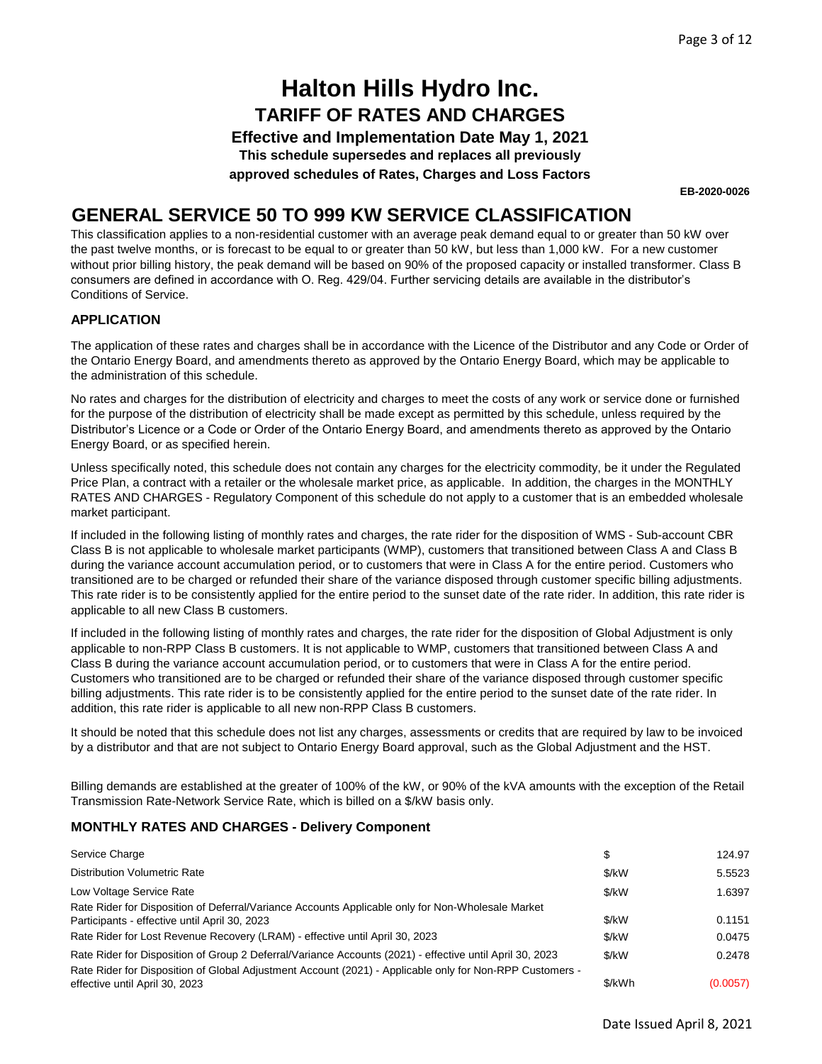# Halton Hills Hydro Inc.

## TARIFF OF RATES AND CHARGES

**Effective and Implementation Date May 1, 2021**

**This schedule supersedes and replaces all previously approved schedules of Rates, Charges and Loss Factors**

**EB-2020-0026**

# GENERAL SERVICE 50 TO 999 KW SERVICE CLASSIFICATION

This classification applies to a non-residential customer with an average peak demand equal to or greater than 50 kW over the past twelve months, or is forecast to be equal to or greater than 50 kW, but less than 1,000 kW. For a new customer without prior billing history, the peak demand will be based on 90% of the proposed capacity or installed transformer. Class B consumers are defined in accordance with O. Reg. 429/04. Further servicing details are available in the distributor's Conditions of Service.

### APPLICATION

The application of these rates and charges shall be in accordance with the Licence of the Distributor and any Code or Order of the Ontario Energy Board, and amendments thereto as approved by the Ontario Energy Board, which may be applicable to the administration of this schedule.

No rates and charges for the distribution of electricity and charges to meet the costs of any work or service done or furnished for the purpose of the distribution of electricity shall be made except as permitted by this schedule, unless required by the Distributor's Licence or a Code or Order of the Ontario Energy Board, and amendments thereto as approved by the Ontario Energy Board, or as specified herein.

Unless specifically noted, this schedule does not contain any charges for the electricity commodity, be it under the Regulated Price Plan, a contract with a retailer or the wholesale market price, as applicable. In addition, the charges in the MONTHLY RATES AND CHARGES - Regulatory Component of this schedule do not apply to a customer that is an embedded wholesale market participant.

If included in the following listing of monthly rates and charges, the rate rider for the disposition of WMS - Sub-account CBR Class B is not applicable to wholesale market participants (WMP), customers that transitioned between Class A and Class B during the variance account accumulation period, or to customers that were in Class A for the entire period. Customers who transitioned are to be charged or refunded their share of the variance disposed through customer specific billing adjustments. This rate rider is to be consistently applied for the entire period to the sunset date of the rate rider. In addition, this rate rider is applicable to all new Class B customers.

If included in the following listing of monthly rates and charges, the rate rider for the disposition of Global Adjustment is only applicable to non-RPP Class B customers. It is not applicable to WMP, customers that transitioned between Class A and Class B during the variance account accumulation period, or to customers that were in Class A for the entire period. Customers who transitioned are to be charged or refunded their share of the variance disposed through customer specific billing adjustments. This rate rider is to be consistently applied for the entire period to the sunset date of the rate rider. In addition, this rate rider is applicable to all new non-RPP Class B customers.

It should be noted that this schedule does not list any charges, assessments or credits that are required by law to be invoiced by a distributor and that are not subject to Ontario Energy Board approval, such as the Global Adjustment and the HST.

Billing demands are established at the greater of 100% of the kW, or 90% of the kVA amounts with the exception of the Retail Transmission Rate-Network Service Rate, which is billed on a $/kW basis only.

### MONTHLY RATES AND CHARGES - Delivery Component

| | | |
|---|---|---|
| Service Charge | $ | 124.97 |
| Distribution Volumetric Rate | $/kW | 5.5523 |
| Low Voltage Service Rate | $/kW | 1.6397 |
| Rate Rider for Disposition of Deferral/Variance Accounts Applicable only for Non-Wholesale Market Participants - effective until April 30, 2023 | $/kW | 0.1151 |
| Rate Rider for Lost Revenue Recovery (LRAM) - effective until April 30, 2023 | $/kW | 0.0475 |
| Rate Rider for Disposition of Group 2 Deferral/Variance Accounts (2021) - effective until April 30, 2023 | $/kW | 0.2478 |
| Rate Rider for Disposition of Global Adjustment Account (2021) - Applicable only for Non-RPP Customers - effective until April 30, 2023 | $/kWh | (0.0057) |

Date Issued April 8, 2021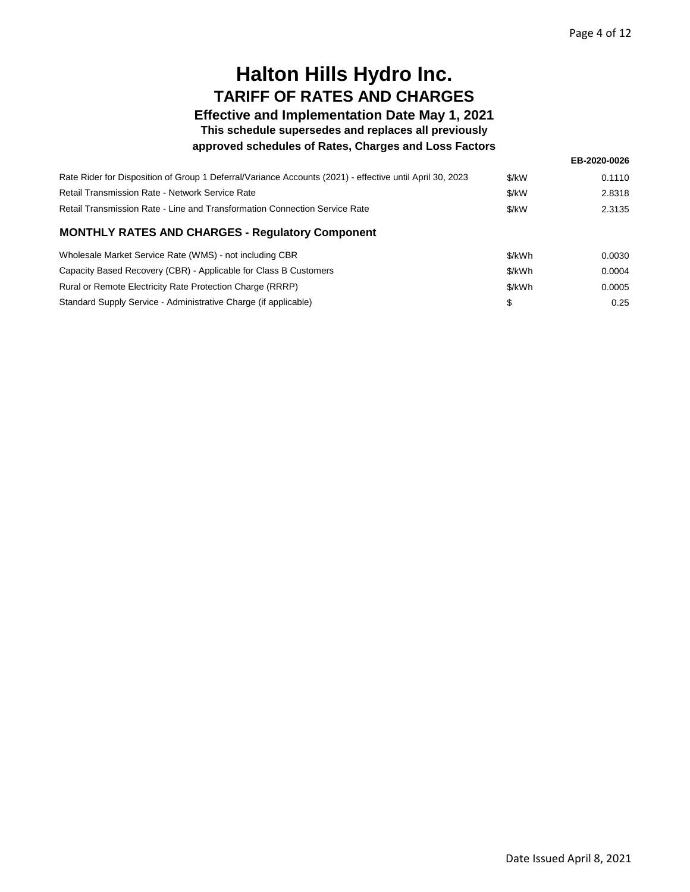# Halton Hills Hydro Inc.
## TARIFF OF RATES AND CHARGES
### Effective and Implementation Date May 1, 2021
**This schedule supersedes and replaces all previously approved schedules of Rates, Charges and Loss Factors**

**EB-2020-0026**

| | | |
|---|---|---|
| Rate Rider for Disposition of Group 1 Deferral/Variance Accounts (2021) - effective until April 30, 2023 | $/kW | 0.1110 |
| Retail Transmission Rate - Network Service Rate | $/kW | 2.8318 |
| Retail Transmission Rate - Line and Transformation Connection Service Rate | $/kW | 2.3135 |

### MONTHLY RATES AND CHARGES - Regulatory Component

| | | |
|---|---|---|
| Wholesale Market Service Rate (WMS) - not including CBR | $/kWh | 0.0030 |
| Capacity Based Recovery (CBR) - Applicable for Class B Customers | $/kWh | 0.0004 |
| Rural or Remote Electricity Rate Protection Charge (RRRP) | $/kWh | 0.0005 |
| Standard Supply Service - Administrative Charge (if applicable) | $ | 0.25 |

Date Issued April 8, 2021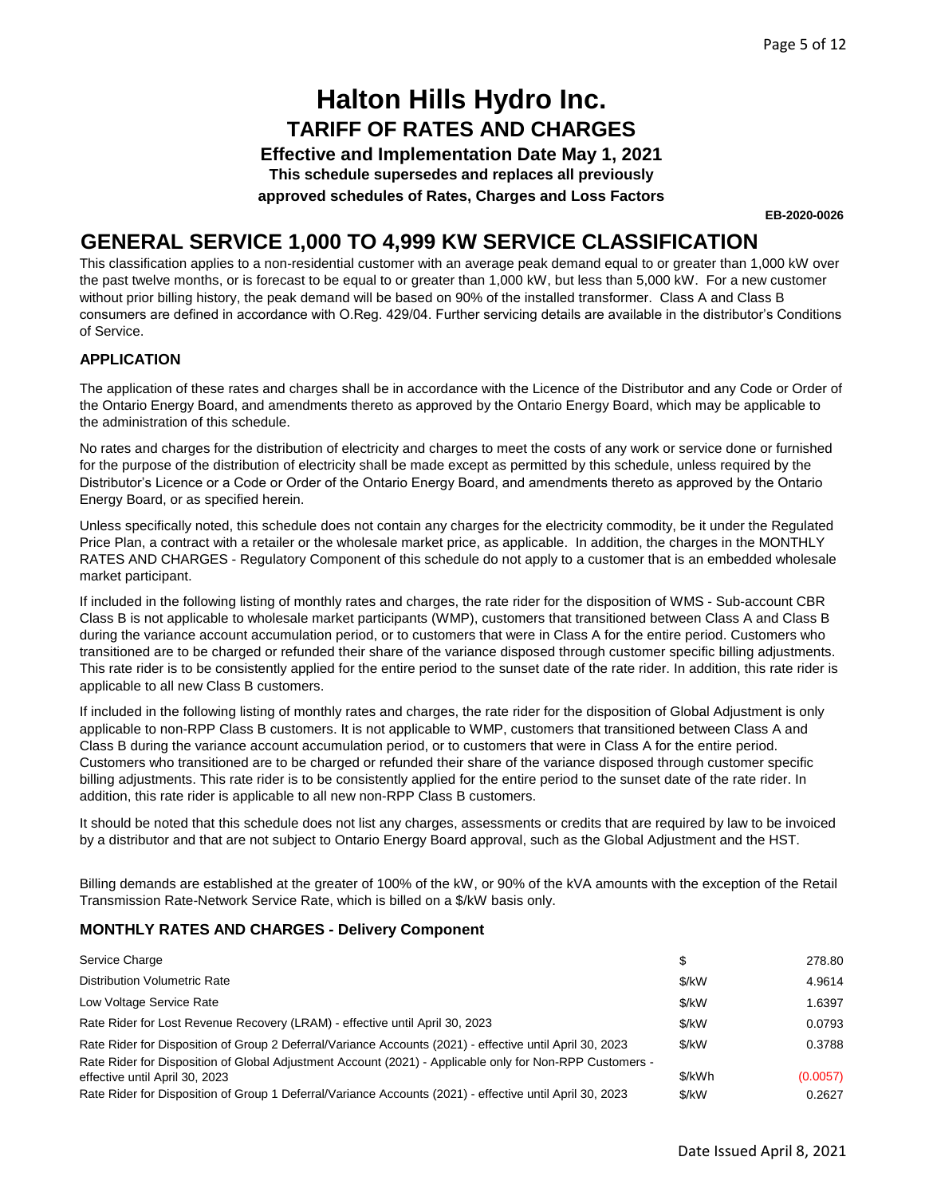# Halton Hills Hydro Inc.

## TARIFF OF RATES AND CHARGES

**Effective and Implementation Date May 1, 2021**

**This schedule supersedes and replaces all previously approved schedules of Rates, Charges and Loss Factors**

**EB-2020-0026**

## GENERAL SERVICE 1,000 TO 4,999 KW SERVICE CLASSIFICATION

This classification applies to a non-residential customer with an average peak demand equal to or greater than 1,000 kW over the past twelve months, or is forecast to be equal to or greater than 1,000 kW, but less than 5,000 kW. For a new customer without prior billing history, the peak demand will be based on 90% of the installed transformer. Class A and Class B consumers are defined in accordance with O.Reg. 429/04. Further servicing details are available in the distributor's Conditions of Service.

### APPLICATION

The application of these rates and charges shall be in accordance with the Licence of the Distributor and any Code or Order of the Ontario Energy Board, and amendments thereto as approved by the Ontario Energy Board, which may be applicable to the administration of this schedule.

No rates and charges for the distribution of electricity and charges to meet the costs of any work or service done or furnished for the purpose of the distribution of electricity shall be made except as permitted by this schedule, unless required by the Distributor's Licence or a Code or Order of the Ontario Energy Board, and amendments thereto as approved by the Ontario Energy Board, or as specified herein.

Unless specifically noted, this schedule does not contain any charges for the electricity commodity, be it under the Regulated Price Plan, a contract with a retailer or the wholesale market price, as applicable. In addition, the charges in the MONTHLY RATES AND CHARGES - Regulatory Component of this schedule do not apply to a customer that is an embedded wholesale market participant.

If included in the following listing of monthly rates and charges, the rate rider for the disposition of WMS - Sub-account CBR Class B is not applicable to wholesale market participants (WMP), customers that transitioned between Class A and Class B during the variance account accumulation period, or to customers that were in Class A for the entire period. Customers who transitioned are to be charged or refunded their share of the variance disposed through customer specific billing adjustments. This rate rider is to be consistently applied for the entire period to the sunset date of the rate rider. In addition, this rate rider is applicable to all new Class B customers.

If included in the following listing of monthly rates and charges, the rate rider for the disposition of Global Adjustment is only applicable to non-RPP Class B customers. It is not applicable to WMP, customers that transitioned between Class A and Class B during the variance account accumulation period, or to customers that were in Class A for the entire period. Customers who transitioned are to be charged or refunded their share of the variance disposed through customer specific billing adjustments. This rate rider is to be consistently applied for the entire period to the sunset date of the rate rider. In addition, this rate rider is applicable to all new non-RPP Class B customers.

It should be noted that this schedule does not list any charges, assessments or credits that are required by law to be invoiced by a distributor and that are not subject to Ontario Energy Board approval, such as the Global Adjustment and the HST.

Billing demands are established at the greater of 100% of the kW, or 90% of the kVA amounts with the exception of the Retail Transmission Rate-Network Service Rate, which is billed on a $/kW basis only.

### MONTHLY RATES AND CHARGES - Delivery Component

| | | |
|---|---|---|
| Service Charge | $ | 278.80 |
| Distribution Volumetric Rate | $/kW | 4.9614 |
| Low Voltage Service Rate | $/kW | 1.6397 |
| Rate Rider for Lost Revenue Recovery (LRAM) - effective until April 30, 2023 | $/kW | 0.0793 |
| Rate Rider for Disposition of Group 2 Deferral/Variance Accounts (2021) - effective until April 30, 2023 | $/kW | 0.3788 |
| Rate Rider for Disposition of Global Adjustment Account (2021) - Applicable only for Non-RPP Customers - effective until April 30, 2023 | $/kWh | (0.0057) |
| Rate Rider for Disposition of Group 1 Deferral/Variance Accounts (2021) - effective until April 30, 2023 | $/kW | 0.2627 |

Date Issued April 8, 2021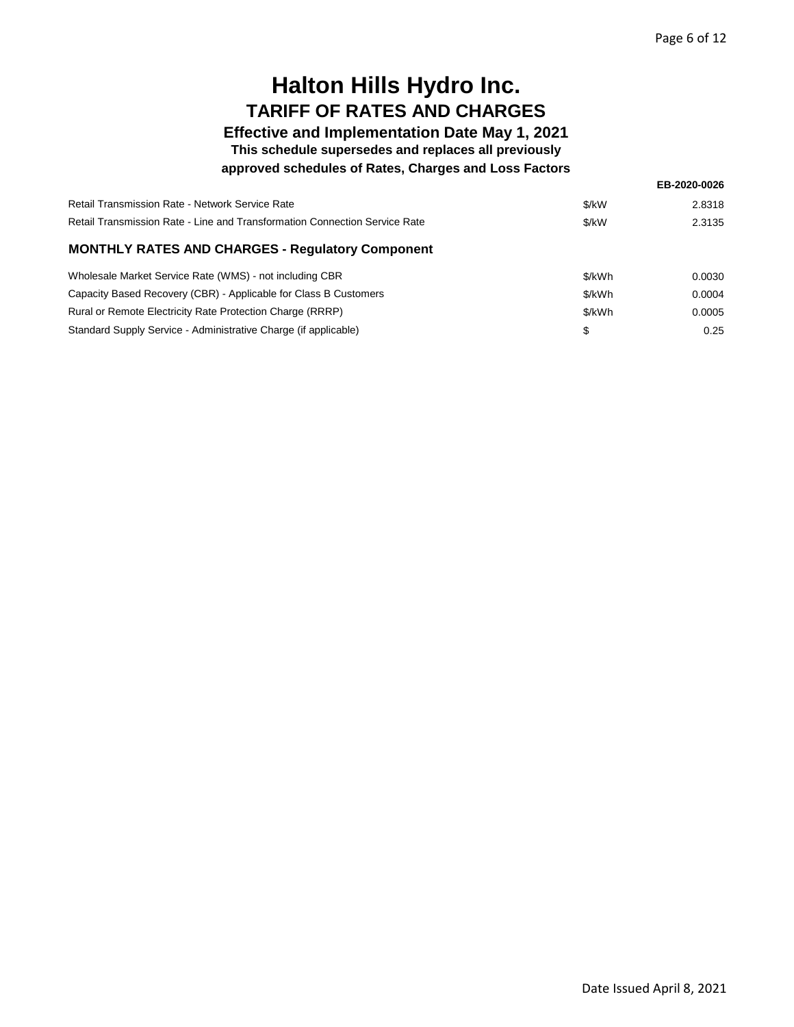# Halton Hills Hydro Inc.

## TARIFF OF RATES AND CHARGES

### Effective and Implementation Date May 1, 2021

**This schedule supersedes and replaces all previously approved schedules of Rates, Charges and Loss Factors**

**EB-2020-0026**

| | | |
|---|---|---|
| Retail Transmission Rate - Network Service Rate | $/kW | 2.8318 |
| Retail Transmission Rate - Line and Transformation Connection Service Rate | $/kW | 2.3135 |

### MONTHLY RATES AND CHARGES - Regulatory Component

| | | |
|---|---|---|
| Wholesale Market Service Rate (WMS) - not including CBR | $/kWh | 0.0030 |
| Capacity Based Recovery (CBR) - Applicable for Class B Customers | $/kWh | 0.0004 |
| Rural or Remote Electricity Rate Protection Charge (RRRP) | $/kWh | 0.0005 |
| Standard Supply Service - Administrative Charge (if applicable) | $ | 0.25 |

Date Issued April 8, 2021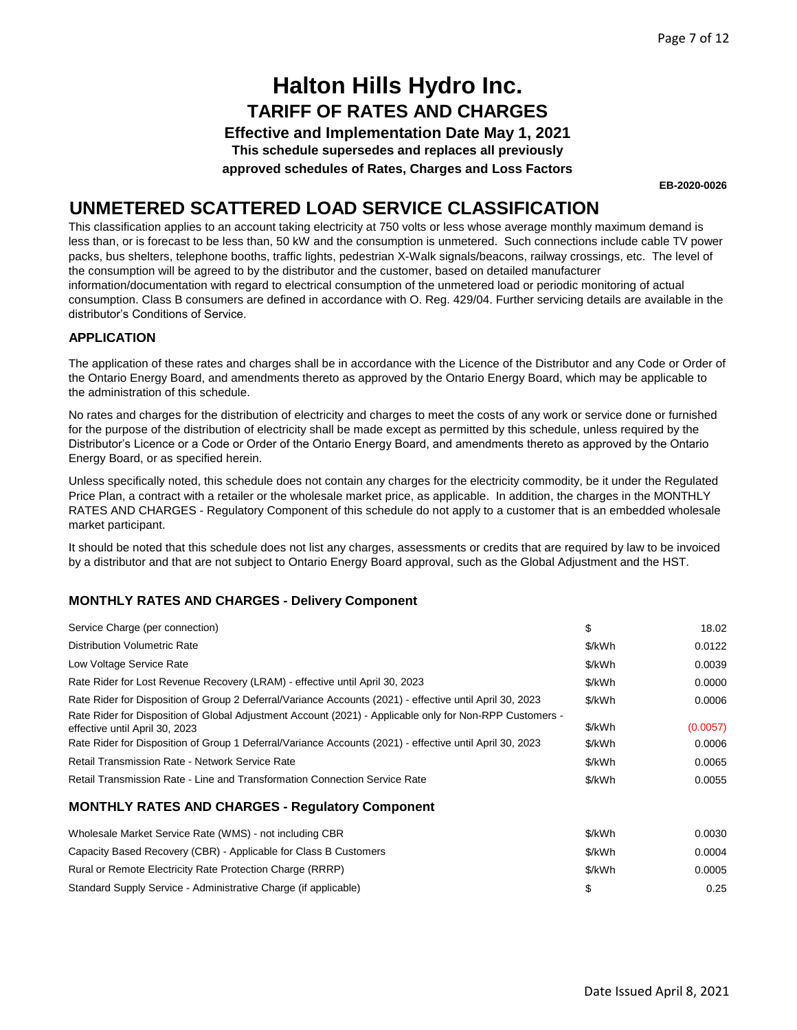# Halton Hills Hydro Inc.

## TARIFF OF RATES AND CHARGES

### Effective and Implementation Date May 1, 2021

**This schedule supersedes and replaces all previously approved schedules of Rates, Charges and Loss Factors**

**EB-2020-0026**

# UNMETERED SCATTERED LOAD SERVICE CLASSIFICATION

This classification applies to an account taking electricity at 750 volts or less whose average monthly maximum demand is less than, or is forecast to be less than, 50 kW and the consumption is unmetered. Such connections include cable TV power packs, bus shelters, telephone booths, traffic lights, pedestrian X-Walk signals/beacons, railway crossings, etc. The level of the consumption will be agreed to by the distributor and the customer, based on detailed manufacturer information/documentation with regard to electrical consumption of the unmetered load or periodic monitoring of actual consumption. Class B consumers are defined in accordance with O. Reg. 429/04. Further servicing details are available in the distributor's Conditions of Service.

### APPLICATION

The application of these rates and charges shall be in accordance with the Licence of the Distributor and any Code or Order of the Ontario Energy Board, and amendments thereto as approved by the Ontario Energy Board, which may be applicable to the administration of this schedule.

No rates and charges for the distribution of electricity and charges to meet the costs of any work or service done or furnished for the purpose of the distribution of electricity shall be made except as permitted by this schedule, unless required by the Distributor's Licence or a Code or Order of the Ontario Energy Board, and amendments thereto as approved by the Ontario Energy Board, or as specified herein.

Unless specifically noted, this schedule does not contain any charges for the electricity commodity, be it under the Regulated Price Plan, a contract with a retailer or the wholesale market price, as applicable. In addition, the charges in the MONTHLY RATES AND CHARGES - Regulatory Component of this schedule do not apply to a customer that is an embedded wholesale market participant.

It should be noted that this schedule does not list any charges, assessments or credits that are required by law to be invoiced by a distributor and that are not subject to Ontario Energy Board approval, such as the Global Adjustment and the HST.

### MONTHLY RATES AND CHARGES - Delivery Component

| | | |
|---|---|---|
| Service Charge (per connection) | $ | 18.02 |
| Distribution Volumetric Rate | $/kWh | 0.0122 |
| Low Voltage Service Rate | $/kWh | 0.0039 |
| Rate Rider for Lost Revenue Recovery (LRAM) - effective until April 30, 2023 | $/kWh | 0.0000 |
| Rate Rider for Disposition of Group 2 Deferral/Variance Accounts (2021) - effective until April 30, 2023 | $/kWh | 0.0006 |
| Rate Rider for Disposition of Global Adjustment Account (2021) - Applicable only for Non-RPP Customers - effective until April 30, 2023 | $/kWh | (0.0057) |
| Rate Rider for Disposition of Group 1 Deferral/Variance Accounts (2021) - effective until April 30, 2023 | $/kWh | 0.0006 |
| Retail Transmission Rate - Network Service Rate | $/kWh | 0.0065 |
| Retail Transmission Rate - Line and Transformation Connection Service Rate | $/kWh | 0.0055 |

### MONTHLY RATES AND CHARGES - Regulatory Component

| | | |
|---|---|---|
| Wholesale Market Service Rate (WMS) - not including CBR | $/kWh | 0.0030 |
| Capacity Based Recovery (CBR) - Applicable for Class B Customers | $/kWh | 0.0004 |
| Rural or Remote Electricity Rate Protection Charge (RRRP) | $/kWh | 0.0005 |
| Standard Supply Service - Administrative Charge (if applicable) | $ | 0.25 |

Date Issued April 8, 2021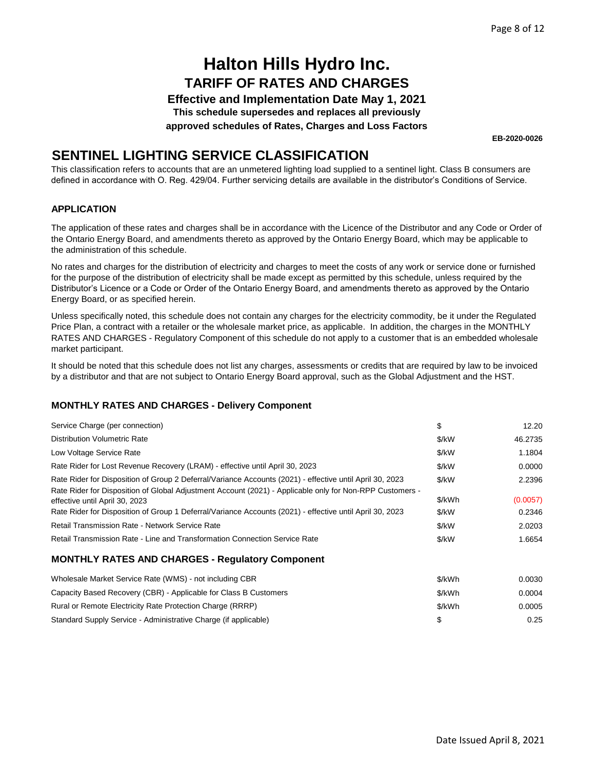# Halton Hills Hydro Inc.

## TARIFF OF RATES AND CHARGES

**Effective and Implementation Date May 1, 2021**

**This schedule supersedes and replaces all previously approved schedules of Rates, Charges and Loss Factors**

**EB-2020-0026**

# SENTINEL LIGHTING SERVICE CLASSIFICATION

This classification refers to accounts that are an unmetered lighting load supplied to a sentinel light. Class B consumers are defined in accordance with O. Reg. 429/04. Further servicing details are available in the distributor's Conditions of Service.

### APPLICATION

The application of these rates and charges shall be in accordance with the Licence of the Distributor and any Code or Order of the Ontario Energy Board, and amendments thereto as approved by the Ontario Energy Board, which may be applicable to the administration of this schedule.

No rates and charges for the distribution of electricity and charges to meet the costs of any work or service done or furnished for the purpose of the distribution of electricity shall be made except as permitted by this schedule, unless required by the Distributor's Licence or a Code or Order of the Ontario Energy Board, and amendments thereto as approved by the Ontario Energy Board, or as specified herein.

Unless specifically noted, this schedule does not contain any charges for the electricity commodity, be it under the Regulated Price Plan, a contract with a retailer or the wholesale market price, as applicable. In addition, the charges in the MONTHLY RATES AND CHARGES - Regulatory Component of this schedule do not apply to a customer that is an embedded wholesale market participant.

It should be noted that this schedule does not list any charges, assessments or credits that are required by law to be invoiced by a distributor and that are not subject to Ontario Energy Board approval, such as the Global Adjustment and the HST.

### MONTHLY RATES AND CHARGES - Delivery Component

| | | |
|---|---|---|
| Service Charge (per connection) | $ | 12.20 |
| Distribution Volumetric Rate | $/kW | 46.2735 |
| Low Voltage Service Rate | $/kW | 1.1804 |
| Rate Rider for Lost Revenue Recovery (LRAM) - effective until April 30, 2023 | $/kW | 0.0000 |
| Rate Rider for Disposition of Group 2 Deferral/Variance Accounts (2021) - effective until April 30, 2023 | $/kW | 2.2396 |
| Rate Rider for Disposition of Global Adjustment Account (2021) - Applicable only for Non-RPP Customers - effective until April 30, 2023 | $/kWh | (0.0057) |
| Rate Rider for Disposition of Group 1 Deferral/Variance Accounts (2021) - effective until April 30, 2023 | $/kW | 0.2346 |
| Retail Transmission Rate - Network Service Rate | $/kW | 2.0203 |
| Retail Transmission Rate - Line and Transformation Connection Service Rate | $/kW | 1.6654 |

### MONTHLY RATES AND CHARGES - Regulatory Component

| | | |
|---|---|---|
| Wholesale Market Service Rate (WMS) - not including CBR | $/kWh | 0.0030 |
| Capacity Based Recovery (CBR) - Applicable for Class B Customers | $/kWh | 0.0004 |
| Rural or Remote Electricity Rate Protection Charge (RRRP) | $/kWh | 0.0005 |
| Standard Supply Service - Administrative Charge (if applicable) | $ | 0.25 |

Date Issued April 8, 2021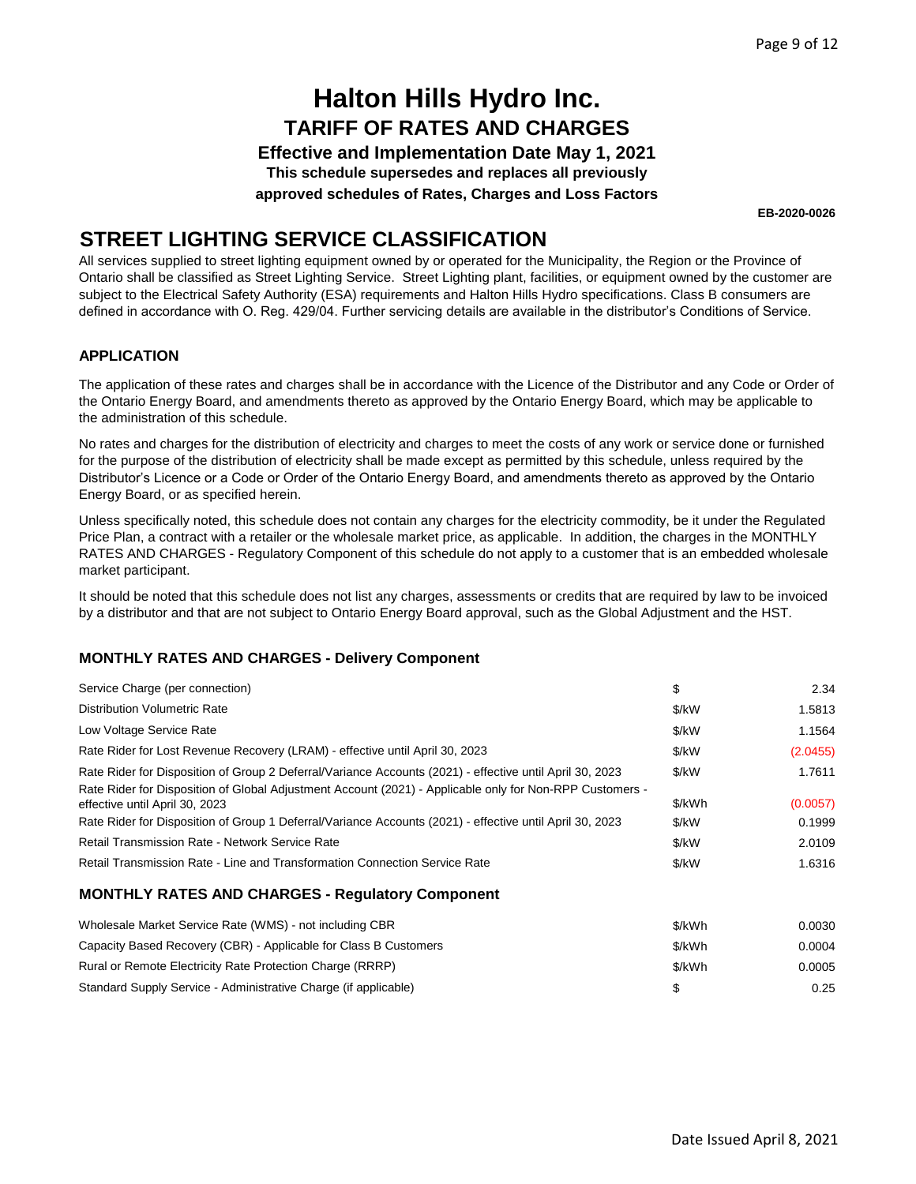# Halton Hills Hydro Inc.

## TARIFF OF RATES AND CHARGES

### Effective and Implementation Date May 1, 2021

**This schedule supersedes and replaces all previously approved schedules of Rates, Charges and Loss Factors**

**EB-2020-0026**

## STREET LIGHTING SERVICE CLASSIFICATION

All services supplied to street lighting equipment owned by or operated for the Municipality, the Region or the Province of Ontario shall be classified as Street Lighting Service. Street Lighting plant, facilities, or equipment owned by the customer are subject to the Electrical Safety Authority (ESA) requirements and Halton Hills Hydro specifications. Class B consumers are defined in accordance with O. Reg. 429/04. Further servicing details are available in the distributor's Conditions of Service.

### APPLICATION

The application of these rates and charges shall be in accordance with the Licence of the Distributor and any Code or Order of the Ontario Energy Board, and amendments thereto as approved by the Ontario Energy Board, which may be applicable to the administration of this schedule.

No rates and charges for the distribution of electricity and charges to meet the costs of any work or service done or furnished for the purpose of the distribution of electricity shall be made except as permitted by this schedule, unless required by the Distributor's Licence or a Code or Order of the Ontario Energy Board, and amendments thereto as approved by the Ontario Energy Board, or as specified herein.

Unless specifically noted, this schedule does not contain any charges for the electricity commodity, be it under the Regulated Price Plan, a contract with a retailer or the wholesale market price, as applicable. In addition, the charges in the MONTHLY RATES AND CHARGES - Regulatory Component of this schedule do not apply to a customer that is an embedded wholesale market participant.

It should be noted that this schedule does not list any charges, assessments or credits that are required by law to be invoiced by a distributor and that are not subject to Ontario Energy Board approval, such as the Global Adjustment and the HST.

### MONTHLY RATES AND CHARGES - Delivery Component

| | | |
|---|---|---|
| Service Charge (per connection) | $ | 2.34 |
| Distribution Volumetric Rate | $/kW | 1.5813 |
| Low Voltage Service Rate | $/kW | 1.1564 |
| Rate Rider for Lost Revenue Recovery (LRAM) - effective until April 30, 2023 | $/kW | (2.0455) |
| Rate Rider for Disposition of Group 2 Deferral/Variance Accounts (2021) - effective until April 30, 2023 | $/kW | 1.7611 |
| Rate Rider for Disposition of Global Adjustment Account (2021) - Applicable only for Non-RPP Customers - effective until April 30, 2023 | $/kWh | (0.0057) |
| Rate Rider for Disposition of Group 1 Deferral/Variance Accounts (2021) - effective until April 30, 2023 | $/kW | 0.1999 |
| Retail Transmission Rate - Network Service Rate | $/kW | 2.0109 |
| Retail Transmission Rate - Line and Transformation Connection Service Rate | $/kW | 1.6316 |

### MONTHLY RATES AND CHARGES - Regulatory Component

| | | |
|---|---|---|
| Wholesale Market Service Rate (WMS) - not including CBR | $/kWh | 0.0030 |
| Capacity Based Recovery (CBR) - Applicable for Class B Customers | $/kWh | 0.0004 |
| Rural or Remote Electricity Rate Protection Charge (RRRP) | $/kWh | 0.0005 |
| Standard Supply Service - Administrative Charge (if applicable) | $ | 0.25 |

Date Issued April 8, 2021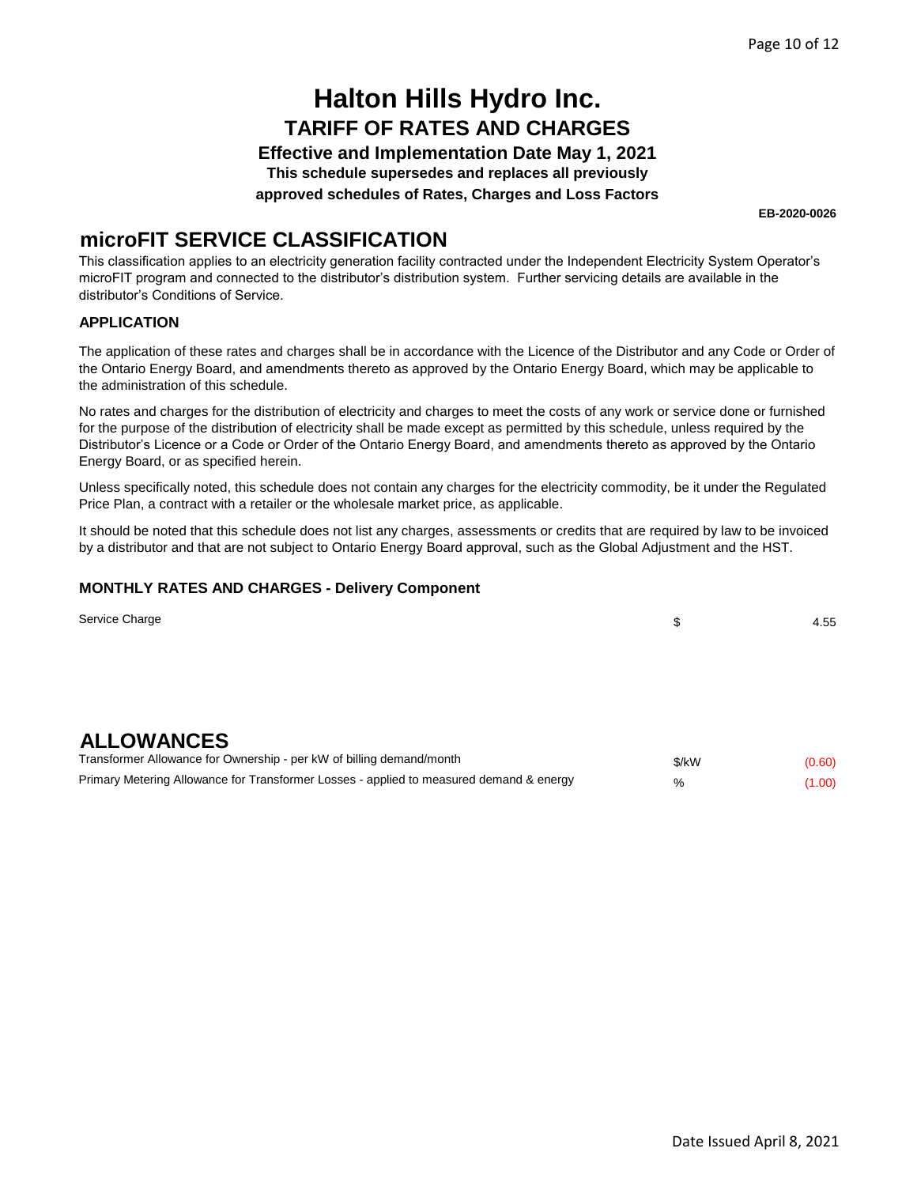# Halton Hills Hydro Inc.

## TARIFF OF RATES AND CHARGES

### Effective and Implementation Date May 1, 2021

**This schedule supersedes and replaces all previously approved schedules of Rates, Charges and Loss Factors**

**EB-2020-0026**

## microFIT SERVICE CLASSIFICATION

This classification applies to an electricity generation facility contracted under the Independent Electricity System Operator's microFIT program and connected to the distributor's distribution system. Further servicing details are available in the distributor's Conditions of Service.

### APPLICATION

The application of these rates and charges shall be in accordance with the Licence of the Distributor and any Code or Order of the Ontario Energy Board, and amendments thereto as approved by the Ontario Energy Board, which may be applicable to the administration of this schedule.

No rates and charges for the distribution of electricity and charges to meet the costs of any work or service done or furnished for the purpose of the distribution of electricity shall be made except as permitted by this schedule, unless required by the Distributor's Licence or a Code or Order of the Ontario Energy Board, and amendments thereto as approved by the Ontario Energy Board, or as specified herein.

Unless specifically noted, this schedule does not contain any charges for the electricity commodity, be it under the Regulated Price Plan, a contract with a retailer or the wholesale market price, as applicable.

It should be noted that this schedule does not list any charges, assessments or credits that are required by law to be invoiced by a distributor and that are not subject to Ontario Energy Board approval, such as the Global Adjustment and the HST.

### MONTHLY RATES AND CHARGES - Delivery Component

| | | |
|---|---|---|
| Service Charge | $ | 4.55 |

## ALLOWANCES

| | | |
|---|---|---|
| Transformer Allowance for Ownership - per kW of billing demand/month | $/kW | (0.60) |
| Primary Metering Allowance for Transformer Losses - applied to measured demand & energy | % | (1.00) |

Date Issued April 8, 2021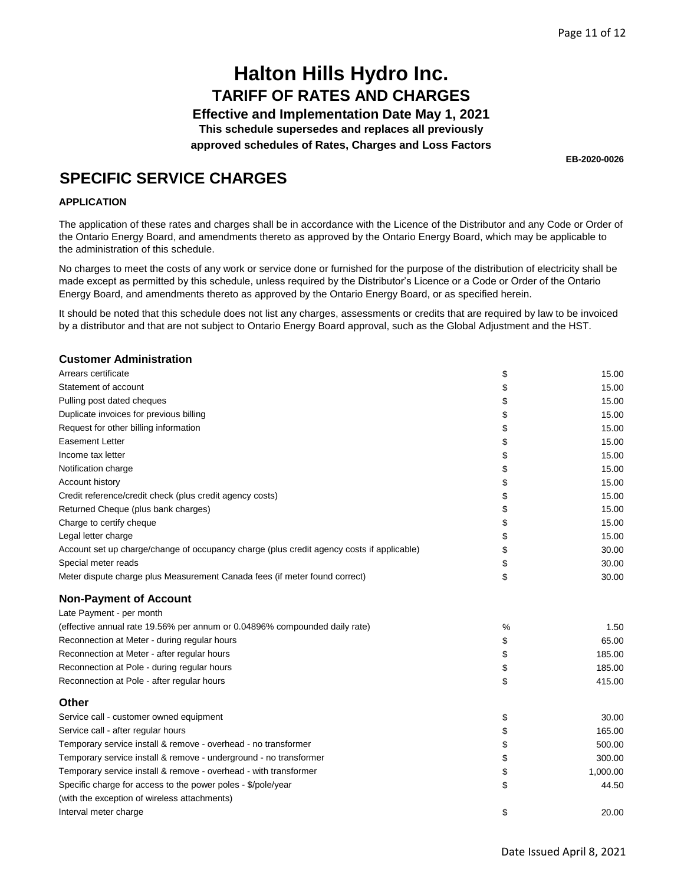# Halton Hills Hydro Inc.

## TARIFF OF RATES AND CHARGES

**Effective and Implementation Date May 1, 2021**

**This schedule supersedes and replaces all previously approved schedules of Rates, Charges and Loss Factors**

**EB-2020-0026**

## SPECIFIC SERVICE CHARGES

**APPLICATION**

The application of these rates and charges shall be in accordance with the Licence of the Distributor and any Code or Order of the Ontario Energy Board, and amendments thereto as approved by the Ontario Energy Board, which may be applicable to the administration of this schedule.

No charges to meet the costs of any work or service done or furnished for the purpose of the distribution of electricity shall be made except as permitted by this schedule, unless required by the Distributor's Licence or a Code or Order of the Ontario Energy Board, and amendments thereto as approved by the Ontario Energy Board, or as specified herein.

It should be noted that this schedule does not list any charges, assessments or credits that are required by law to be invoiced by a distributor and that are not subject to Ontario Energy Board approval, such as the Global Adjustment and the HST.

### Customer Administration

| | | |
|---|---|---|
| Arrears certificate | $ | 15.00 |
| Statement of account | $ | 15.00 |
| Pulling post dated cheques | $ | 15.00 |
| Duplicate invoices for previous billing | $ | 15.00 |
| Request for other billing information | $ | 15.00 |
| Easement Letter | $ | 15.00 |
| Income tax letter | $ | 15.00 |
| Notification charge | $ | 15.00 |
| Account history | $ | 15.00 |
| Credit reference/credit check (plus credit agency costs) | $ | 15.00 |
| Returned Cheque (plus bank charges) | $ | 15.00 |
| Charge to certify cheque | $ | 15.00 |
| Legal letter charge | $ | 15.00 |
| Account set up charge/change of occupancy charge (plus credit agency costs if applicable) | $ | 30.00 |
| Special meter reads | $ | 30.00 |
| Meter dispute charge plus Measurement Canada fees (if meter found correct) | $ | 30.00 |

### Non-Payment of Account

| | | |
|---|---|---|
| Late Payment - per month<br>(effective annual rate 19.56% per annum or 0.04896% compounded daily rate) | % | 1.50 |
| Reconnection at Meter - during regular hours | $ | 65.00 |
| Reconnection at Meter - after regular hours | $ | 185.00 |
| Reconnection at Pole - during regular hours | $ | 185.00 |
| Reconnection at Pole - after regular hours | $ | 415.00 |

### Other

| | | |
|---|---|---|
| Service call - customer owned equipment | $ | 30.00 |
| Service call - after regular hours | $ | 165.00 |
| Temporary service install & remove - overhead - no transformer | $ | 500.00 |
| Temporary service install & remove - underground - no transformer | $ | 300.00 |
| Temporary service install & remove - overhead - with transformer | $ | 1,000.00 |
| Specific charge for access to the power poles - $/pole/year<br>(with the exception of wireless attachments) | $ | 44.50 |
| Interval meter charge | $ | 20.00 |

Date Issued April 8, 2021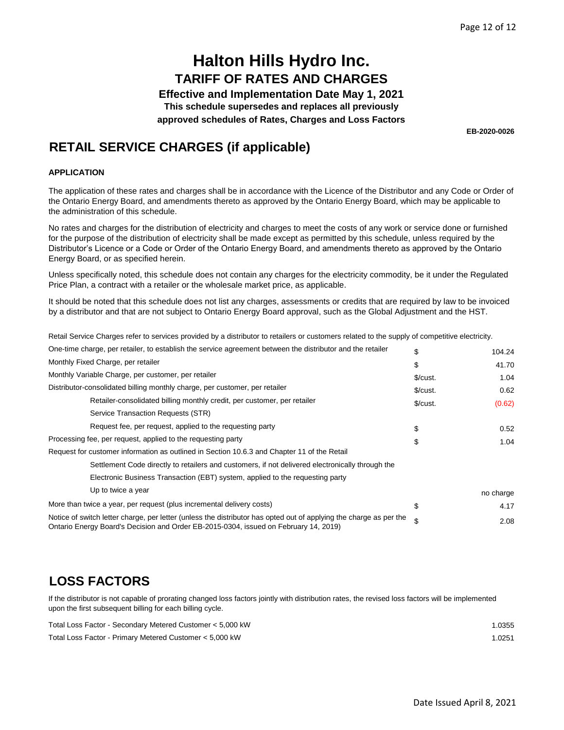# Halton Hills Hydro Inc.

## TARIFF OF RATES AND CHARGES

### Effective and Implementation Date May 1, 2021

**This schedule supersedes and replaces all previously approved schedules of Rates, Charges and Loss Factors**

**EB-2020-0026**

## RETAIL SERVICE CHARGES (if applicable)

**APPLICATION**

The application of these rates and charges shall be in accordance with the Licence of the Distributor and any Code or Order of the Ontario Energy Board, and amendments thereto as approved by the Ontario Energy Board, which may be applicable to the administration of this schedule.

No rates and charges for the distribution of electricity and charges to meet the costs of any work or service done or furnished for the purpose of the distribution of electricity shall be made except as permitted by this schedule, unless required by the Distributor's Licence or a Code or Order of the Ontario Energy Board, and amendments thereto as approved by the Ontario Energy Board, or as specified herein.

Unless specifically noted, this schedule does not contain any charges for the electricity commodity, be it under the Regulated Price Plan, a contract with a retailer or the wholesale market price, as applicable.

It should be noted that this schedule does not list any charges, assessments or credits that are required by law to be invoiced by a distributor and that are not subject to Ontario Energy Board approval, such as the Global Adjustment and the HST.

Retail Service Charges refer to services provided by a distributor to retailers or customers related to the supply of competitive electricity.

| | | |
|---|---|---|
| One-time charge, per retailer, to establish the service agreement between the distributor and the retailer | $ | 104.24 |
| Monthly Fixed Charge, per retailer | $ | 41.70 |
| Monthly Variable Charge, per customer, per retailer | $/cust. | 1.04 |
| Distributor-consolidated billing monthly charge, per customer, per retailer | $/cust. | 0.62 |
| Retailer-consolidated billing monthly credit, per customer, per retailer | $/cust. | (0.62) |
| Service Transaction Requests (STR) | | |
| Request fee, per request, applied to the requesting party | $ | 0.52 |
| Processing fee, per request, applied to the requesting party | $ | 1.04 |
| Request for customer information as outlined in Section 10.6.3 and Chapter 11 of the Retail Settlement Code directly to retailers and customers, if not delivered electronically through the Electronic Business Transaction (EBT) system, applied to the requesting party | | |
| Up to twice a year | | no charge |
| More than twice a year, per request (plus incremental delivery costs) | $ | 4.17 |
| Notice of switch letter charge, per letter (unless the distributor has opted out of applying the charge as per the Ontario Energy Board's Decision and Order EB-2015-0304, issued on February 14, 2019) | $ | 2.08 |

## LOSS FACTORS

If the distributor is not capable of prorating changed loss factors jointly with distribution rates, the revised loss factors will be implemented upon the first subsequent billing for each billing cycle.

| | |
|---|---|
| Total Loss Factor - Secondary Metered Customer < 5,000 kW | 1.0355 |
| Total Loss Factor - Primary Metered Customer < 5,000 kW | 1.0251 |

Date Issued April 8, 2021